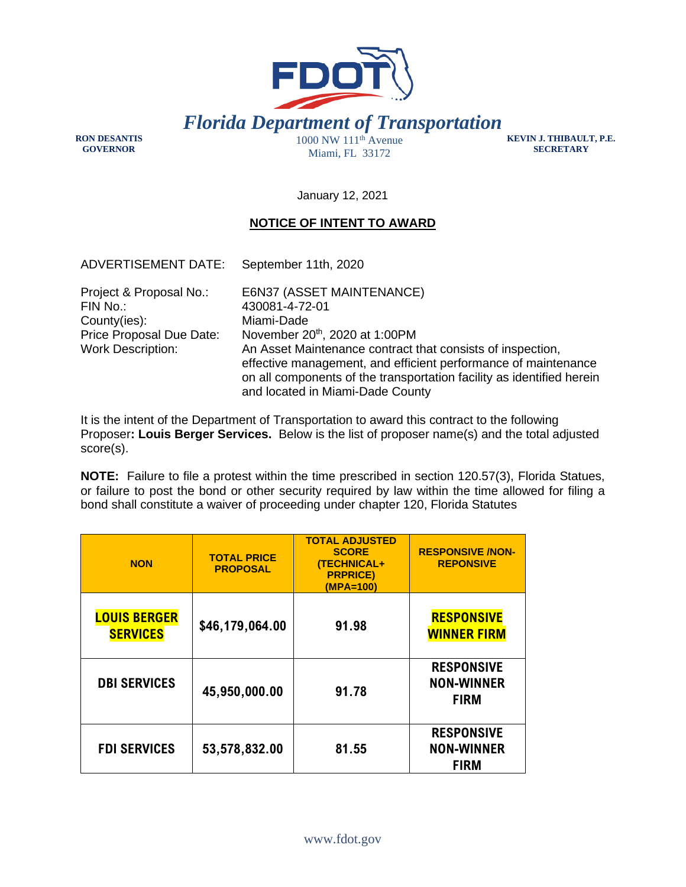# Florida Department of Transportation

**RON DESANTIS**
**GOVERNOR**

1000 NW 111th Avenue
Miami, FL 33172

**KEVIN J. THIBAULT, P.E.**
**SECRETARY**

January 12, 2021

## NOTICE OF INTENT TO AWARD

ADVERTISEMENT DATE: September 11th, 2020

Project & Proposal No.: E6N37 (ASSET MAINTENANCE)
FIN No.: 430081-4-72-01
County(ies): Miami-Dade
Price Proposal Due Date: November 20th, 2020 at 1:00PM
Work Description: An Asset Maintenance contract that consists of inspection, effective management, and efficient performance of maintenance on all components of the transportation facility as identified herein and located in Miami-Dade County

It is the intent of the Department of Transportation to award this contract to the following Proposer**: Louis Berger Services.** Below is the list of proposer name(s) and the total adjusted score(s).

**NOTE:** Failure to file a protest within the time prescribed in section 120.57(3), Florida Statues, or failure to post the bond or other security required by law within the time allowed for filing a bond shall constitute a waiver of proceeding under chapter 120, Florida Statutes

| NON | TOTAL PRICE PROPOSAL | TOTAL ADJUSTED SCORE (TECHNICAL+ PRPRICE) (MPA=100) | RESPONSIVE /NON-REPONSIVE |
|---|---|---|---|
| **LOUIS BERGER SERVICES** | **$46,179,064.00** | **91.98** | **RESPONSIVE WINNER FIRM** |
| **DBI SERVICES** | **45,950,000.00** | **91.78** | **RESPONSIVE NON-WINNER FIRM** |
| **FDI SERVICES** | **53,578,832.00** | **81.55** | **RESPONSIVE NON-WINNER FIRM** |

www.fdot.gov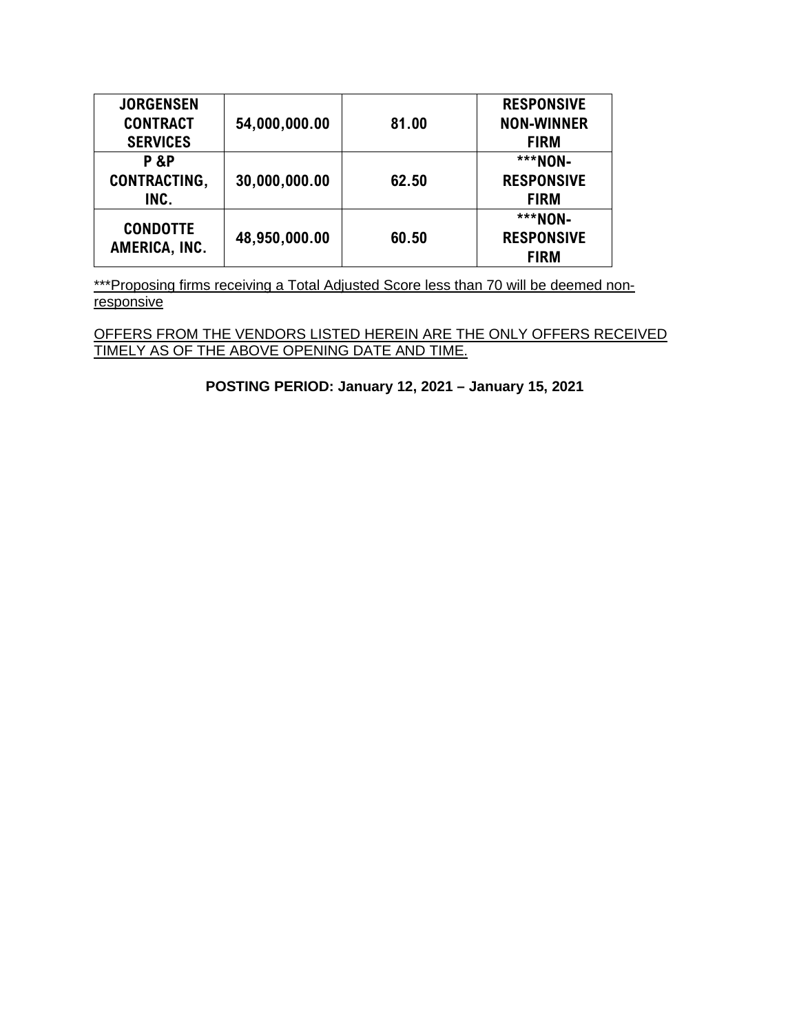| | | | |
|---|---|---|---|
| **JORGENSEN CONTRACT SERVICES** | **54,000,000.00** | **81.00** | **RESPONSIVE NON-WINNER FIRM** |
| **P &P CONTRACTING, INC.** | **30,000,000.00** | **62.50** | **\*\*\*NON-RESPONSIVE FIRM** |
| **CONDOTTE AMERICA, INC.** | **48,950,000.00** | **60.50** | **\*\*\*NON-RESPONSIVE FIRM** |

***Proposing firms receiving a Total Adjusted Score less than 70 will be deemed non-responsive

OFFERS FROM THE VENDORS LISTED HEREIN ARE THE ONLY OFFERS RECEIVED TIMELY AS OF THE ABOVE OPENING DATE AND TIME.

**POSTING PERIOD: January 12, 2021 – January 15, 2021**